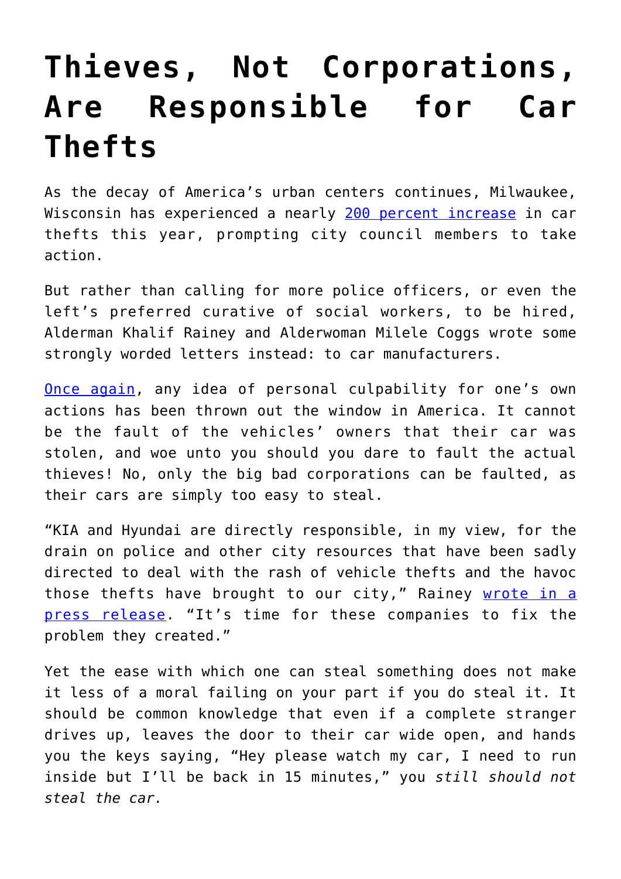# Thieves, Not Corporations, Are Responsible for Car Thefts

As the decay of America's urban centers continues, Milwaukee, Wisconsin has experienced a nearly 200 percent increase in car thefts this year, prompting city council members to take action.

But rather than calling for more police officers, or even the left's preferred curative of social workers, to be hired, Alderman Khalif Rainey and Alderwoman Milele Coggs wrote some strongly worded letters instead: to car manufacturers.

Once again, any idea of personal culpability for one's own actions has been thrown out the window in America. It cannot be the fault of the vehicles' owners that their car was stolen, and woe unto you should you dare to fault the actual thieves! No, only the big bad corporations can be faulted, as their cars are simply too easy to steal.

"KIA and Hyundai are directly responsible, in my view, for the drain on police and other city resources that have been sadly directed to deal with the rash of vehicle thefts and the havoc those thefts have brought to our city," Rainey wrote in a press release. "It's time for these companies to fix the problem they created."

Yet the ease with which one can steal something does not make it less of a moral failing on your part if you do steal it. It should be common knowledge that even if a complete stranger drives up, leaves the door to their car wide open, and hands you the keys saying, "Hey please watch my car, I need to run inside but I'll be back in 15 minutes," you *still should not steal the car.*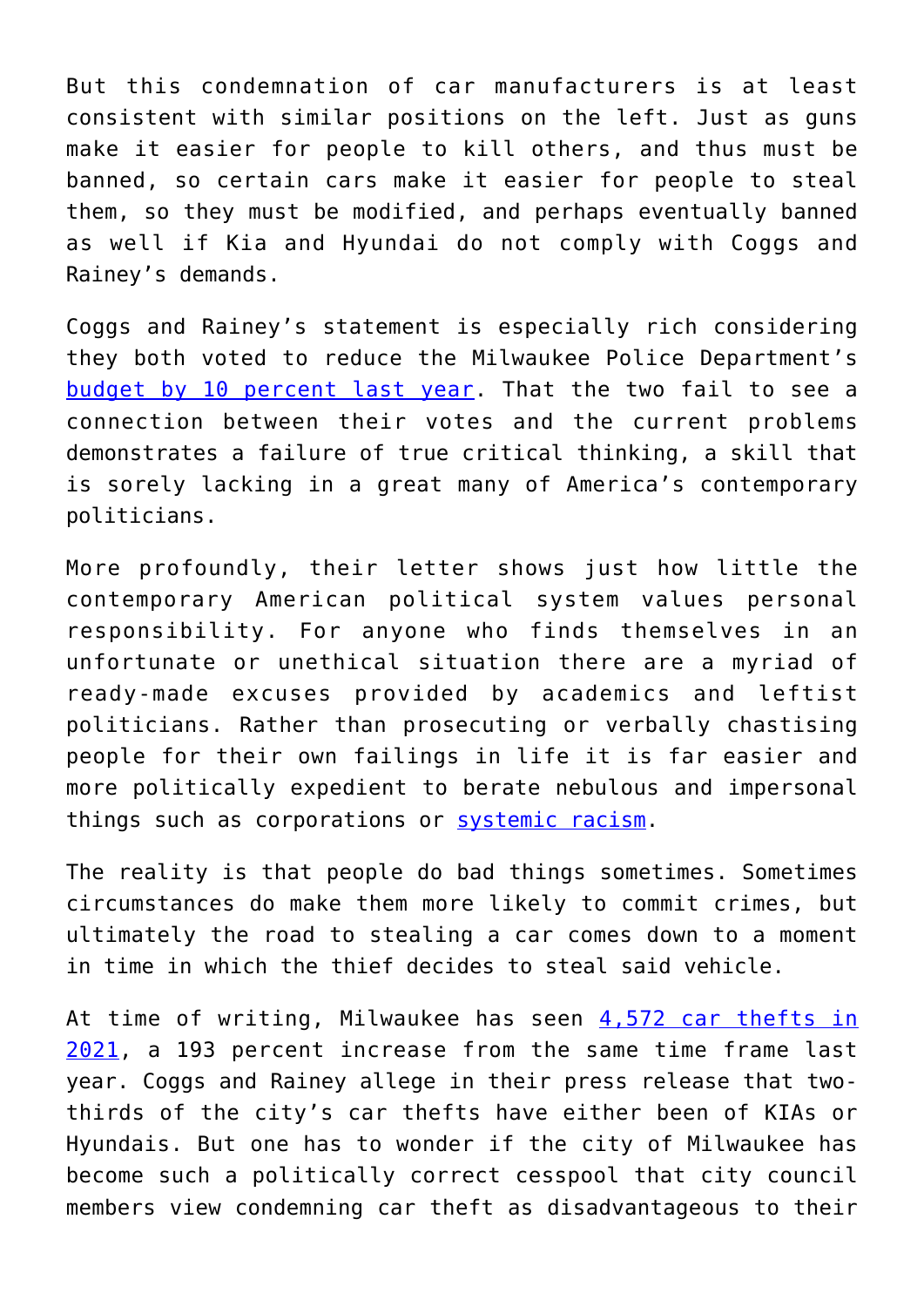But this condemnation of car manufacturers is at least consistent with similar positions on the left. Just as guns make it easier for people to kill others, and thus must be banned, so certain cars make it easier for people to steal them, so they must be modified, and perhaps eventually banned as well if Kia and Hyundai do not comply with Coggs and Rainey's demands.

Coggs and Rainey's statement is especially rich considering they both voted to reduce the Milwaukee Police Department's budget by 10 percent last year. That the two fail to see a connection between their votes and the current problems demonstrates a failure of true critical thinking, a skill that is sorely lacking in a great many of America's contemporary politicians.

More profoundly, their letter shows just how little the contemporary American political system values personal responsibility. For anyone who finds themselves in an unfortunate or unethical situation there are a myriad of ready-made excuses provided by academics and leftist politicians. Rather than prosecuting or verbally chastising people for their own failings in life it is far easier and more politically expedient to berate nebulous and impersonal things such as corporations or systemic racism.

The reality is that people do bad things sometimes. Sometimes circumstances do make them more likely to commit crimes, but ultimately the road to stealing a car comes down to a moment in time in which the thief decides to steal said vehicle.

At time of writing, Milwaukee has seen 4,572 car thefts in 2021, a 193 percent increase from the same time frame last year. Coggs and Rainey allege in their press release that two-thirds of the city's car thefts have either been of KIAs or Hyundais. But one has to wonder if the city of Milwaukee has become such a politically correct cesspool that city council members view condemning car theft as disadvantageous to their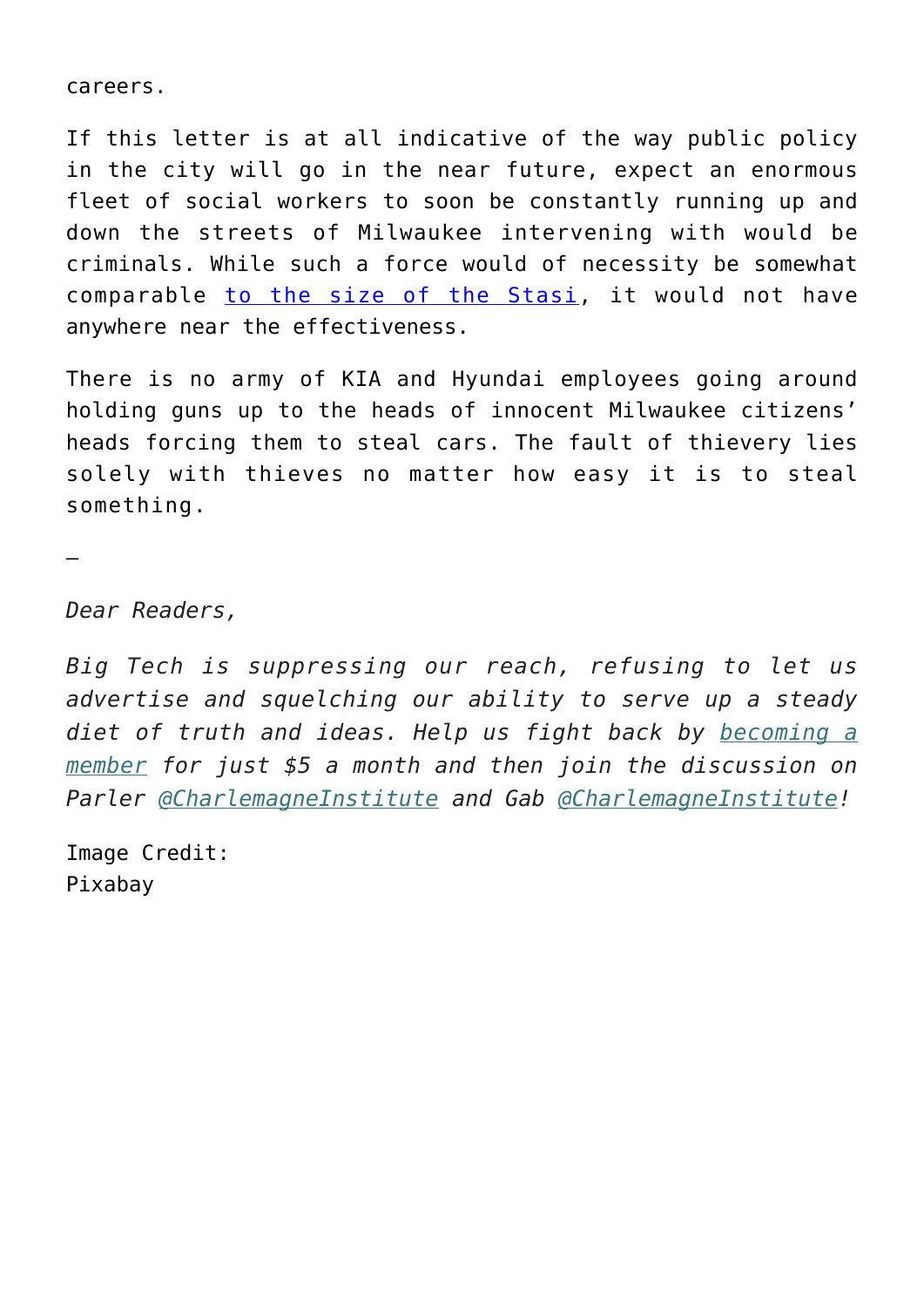careers.

If this letter is at all indicative of the way public policy in the city will go in the near future, expect an enormous fleet of social workers to soon be constantly running up and down the streets of Milwaukee intervening with would be criminals. While such a force would of necessity be somewhat comparable to the size of the Stasi, it would not have anywhere near the effectiveness.

There is no army of KIA and Hyundai employees going around holding guns up to the heads of innocent Milwaukee citizens' heads forcing them to steal cars. The fault of thievery lies solely with thieves no matter how easy it is to steal something.

—

*Dear Readers,*

*Big Tech is suppressing our reach, refusing to let us advertise and squelching our ability to serve up a steady diet of truth and ideas. Help us fight back by becoming a member for just $5 a month and then join the discussion on Parler @CharlemagneInstitute and Gab @CharlemagneInstitute!*

Image Credit:
Pixabay